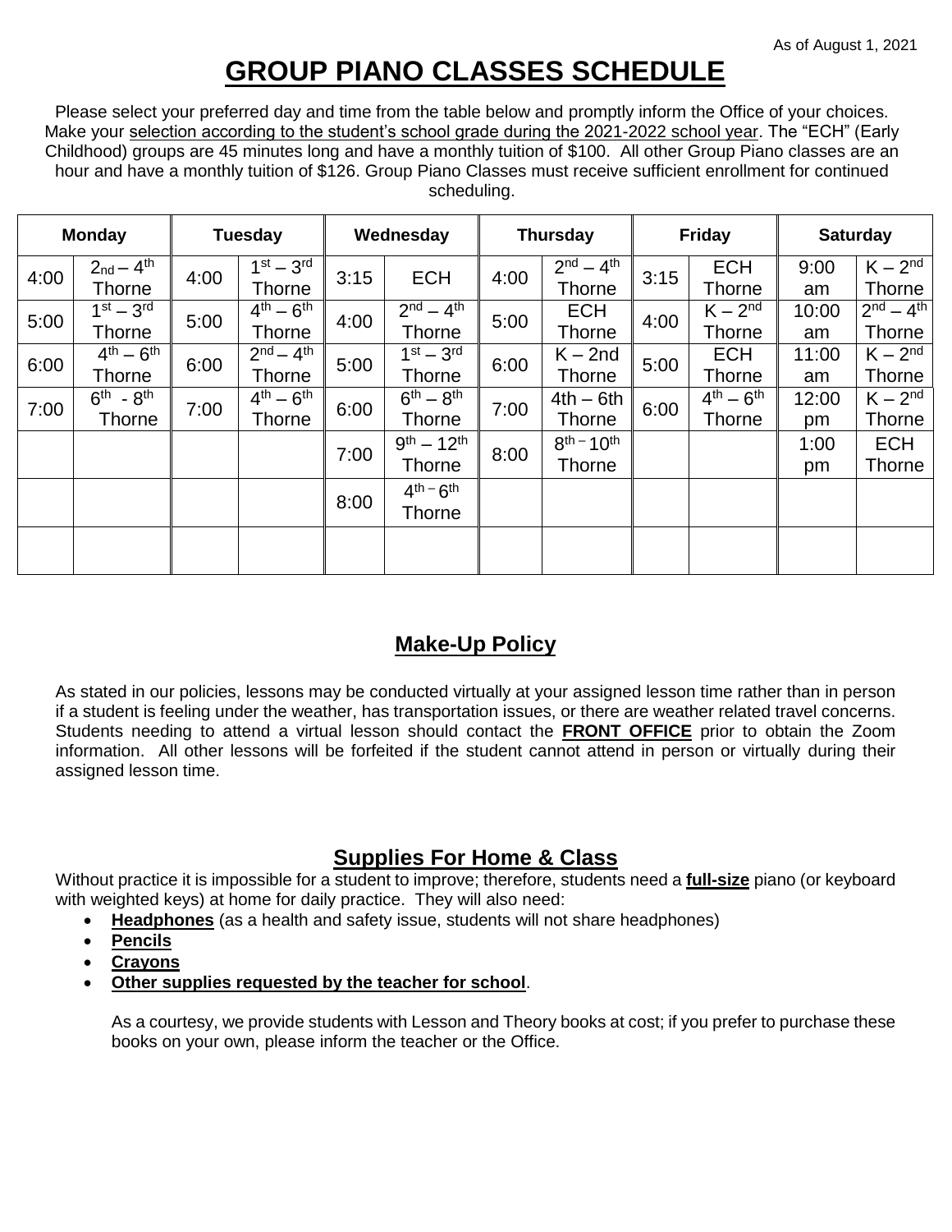As of August 1, 2021

# GROUP PIANO CLASSES SCHEDULE

Please select your preferred day and time from the table below and promptly inform the Office of your choices. Make your selection according to the student's school grade during the 2021-2022 school year. The "ECH" (Early Childhood) groups are 45 minutes long and have a monthly tuition of $100. All other Group Piano classes are an hour and have a monthly tuition of $126. Group Piano Classes must receive sufficient enrollment for continued scheduling.

| Monday | | Tuesday | | Wednesday | | Thursday | | Friday | | Saturday | |
|---|---|---|---|---|---|---|---|---|---|---|---|
| 4:00 | 2nd – 4th Thorne | 4:00 | 1st – 3rd Thorne | 3:15 | ECH | 4:00 | 2nd – 4th Thorne | 3:15 | ECH Thorne | 9:00 am | K – 2nd Thorne |
| 5:00 | 1st – 3rd Thorne | 5:00 | 4th – 6th Thorne | 4:00 | 2nd – 4th Thorne | 5:00 | ECH Thorne | 4:00 | K – 2nd Thorne | 10:00 am | 2nd – 4th Thorne |
| 6:00 | 4th – 6th Thorne | 6:00 | 2nd – 4th Thorne | 5:00 | 1st – 3rd Thorne | 6:00 | K – 2nd Thorne | 5:00 | ECH Thorne | 11:00 am | K – 2nd Thorne |
| 7:00 | 6th - 8th Thorne | 7:00 | 4th – 6th Thorne | 6:00 | 6th – 8th Thorne | 7:00 | 4th – 6th Thorne | 6:00 | 4th – 6th Thorne | 12:00 pm | K – 2nd Thorne |
| | | | | 7:00 | 9th – 12th Thorne | 8:00 | 8th – 10th Thorne | | | 1:00 pm | ECH Thorne |
| | | | | 8:00 | 4th – 6th Thorne | | | | | | |
| | | | | | | | | | | | |

## Make-Up Policy

As stated in our policies, lessons may be conducted virtually at your assigned lesson time rather than in person if a student is feeling under the weather, has transportation issues, or there are weather related travel concerns. Students needing to attend a virtual lesson should contact the **FRONT OFFICE** prior to obtain the Zoom information. All other lessons will be forfeited if the student cannot attend in person or virtually during their assigned lesson time.

## Supplies For Home & Class

Without practice it is impossible for a student to improve; therefore, students need a **full-size** piano (or keyboard with weighted keys) at home for daily practice. They will also need:

- **Headphones** (as a health and safety issue, students will not share headphones)
- **Pencils**
- **Crayons**
- **Other supplies requested by the teacher for school**.

As a courtesy, we provide students with Lesson and Theory books at cost; if you prefer to purchase these books on your own, please inform the teacher or the Office.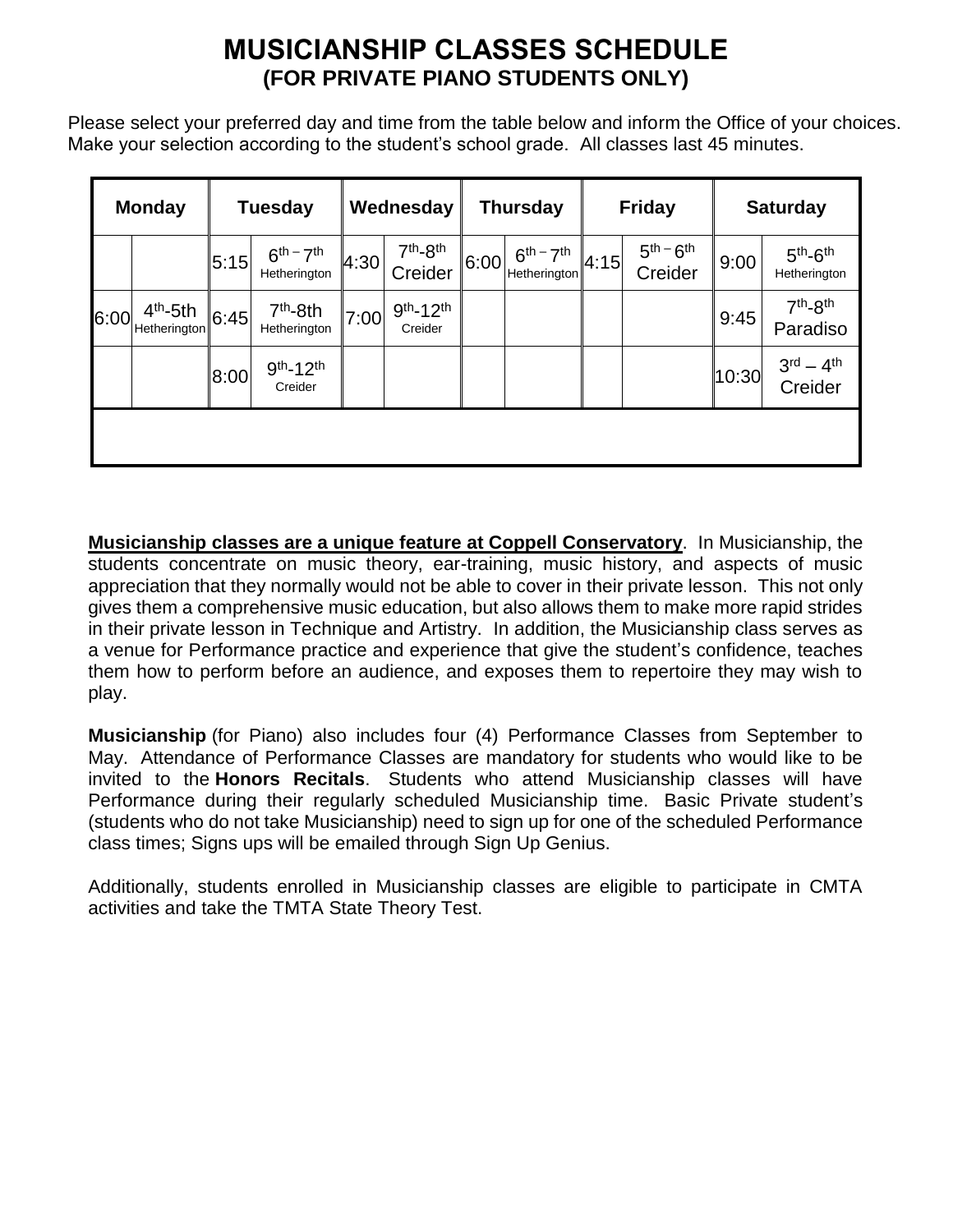# MUSICIANSHIP CLASSES SCHEDULE
## (FOR PRIVATE PIANO STUDENTS ONLY)

Please select your preferred day and time from the table below and inform the Office of your choices. Make your selection according to the student's school grade. All classes last 45 minutes.

| Monday | | Tuesday | | Wednesday | | Thursday | | Friday | | Saturday | |
|---|---|---|---|---|---|---|---|---|---|---|---|
| | | 5:15 | 6th – 7th Hetherington | 4:30 | 7th-8th Creider | 6:00 | 6th – 7th Hetherington | 4:15 | 5th – 6th Creider | 9:00 | 5th-6th Hetherington |
| 6:00 | 4th-5th Hetherington | 6:45 | 7th-8th Hetherington | 7:00 | 9th-12th Creider | | | | | 9:45 | 7th-8th Paradiso |
| | | 8:00 | 9th-12th Creider | | | | | | | 10:30 | 3rd – 4th Creider |

**Musicianship classes are a unique feature at Coppell Conservatory**. In Musicianship, the students concentrate on music theory, ear-training, music history, and aspects of music appreciation that they normally would not be able to cover in their private lesson. This not only gives them a comprehensive music education, but also allows them to make more rapid strides in their private lesson in Technique and Artistry. In addition, the Musicianship class serves as a venue for Performance practice and experience that give the student's confidence, teaches them how to perform before an audience, and exposes them to repertoire they may wish to play.

**Musicianship** (for Piano) also includes four (4) Performance Classes from September to May. Attendance of Performance Classes are mandatory for students who would like to be invited to the **Honors Recitals**. Students who attend Musicianship classes will have Performance during their regularly scheduled Musicianship time. Basic Private student's (students who do not take Musicianship) need to sign up for one of the scheduled Performance class times; Signs ups will be emailed through Sign Up Genius.

Additionally, students enrolled in Musicianship classes are eligible to participate in CMTA activities and take the TMTA State Theory Test.